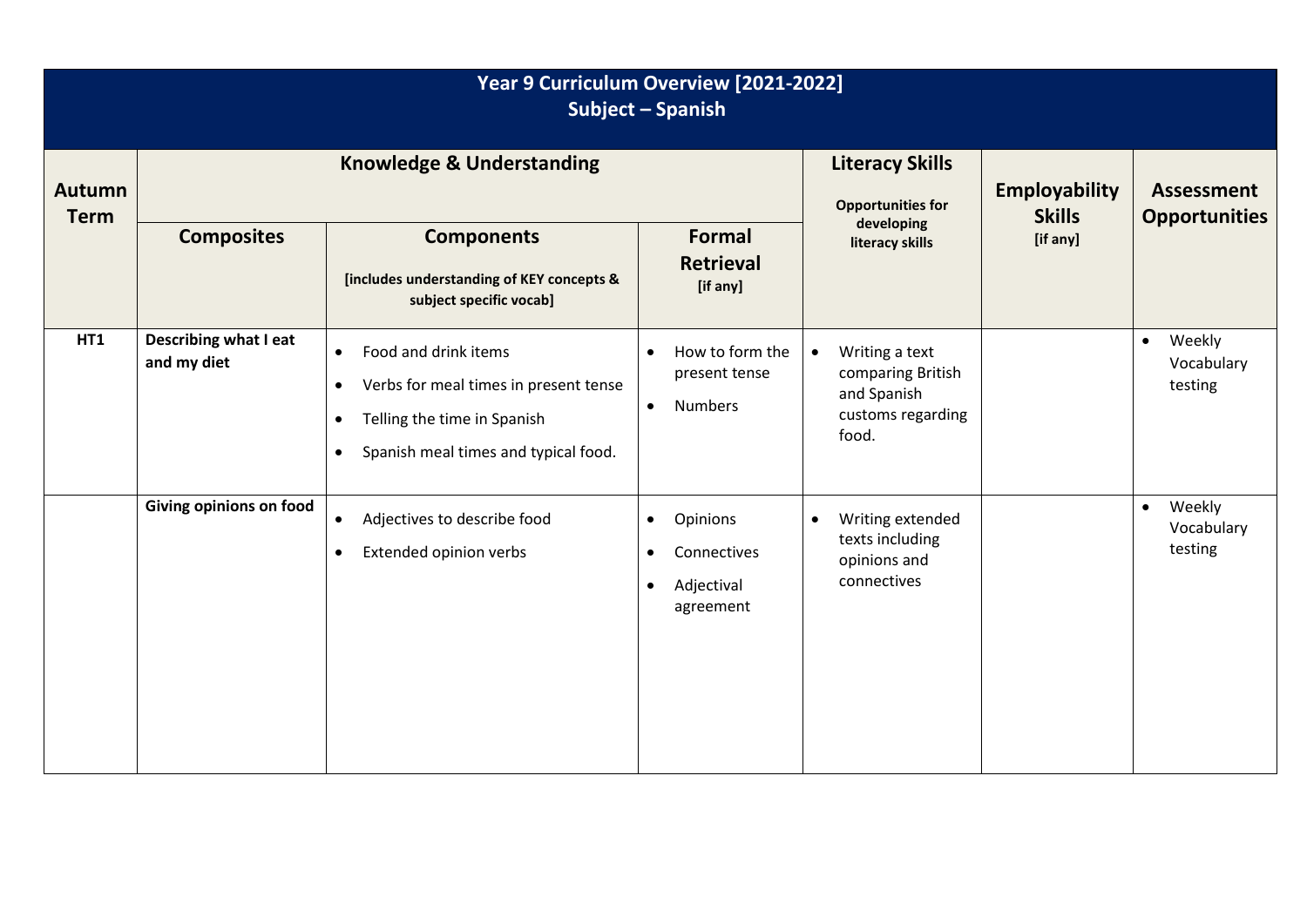# Year 9 Curriculum Overview [2021-2022]
## Subject – Spanish

| Autumn Term | Knowledge & Understanding | | | Literacy Skills<br>Opportunities for developing literacy skills | Employability Skills<br>[if any] | Assessment Opportunities |
|---|---|---|---|---|---|---|
| | **Composites** | **Components**<br>[includes understanding of KEY concepts & subject specific vocab] | **Formal Retrieval**<br>[if any] | | | |
| **HT1** | **Describing what I eat and my diet** | • Food and drink items<br>• Verbs for meal times in present tense<br>• Telling the time in Spanish<br>• Spanish meal times and typical food. | • How to form the present tense<br>• Numbers | • Writing a text comparing British and Spanish customs regarding food. | | • Weekly Vocabulary testing |
| | **Giving opinions on food** | • Adjectives to describe food<br>• Extended opinion verbs | • Opinions<br>• Connectives<br>• Adjectival agreement | • Writing extended texts including opinions and connectives | | • Weekly Vocabulary testing |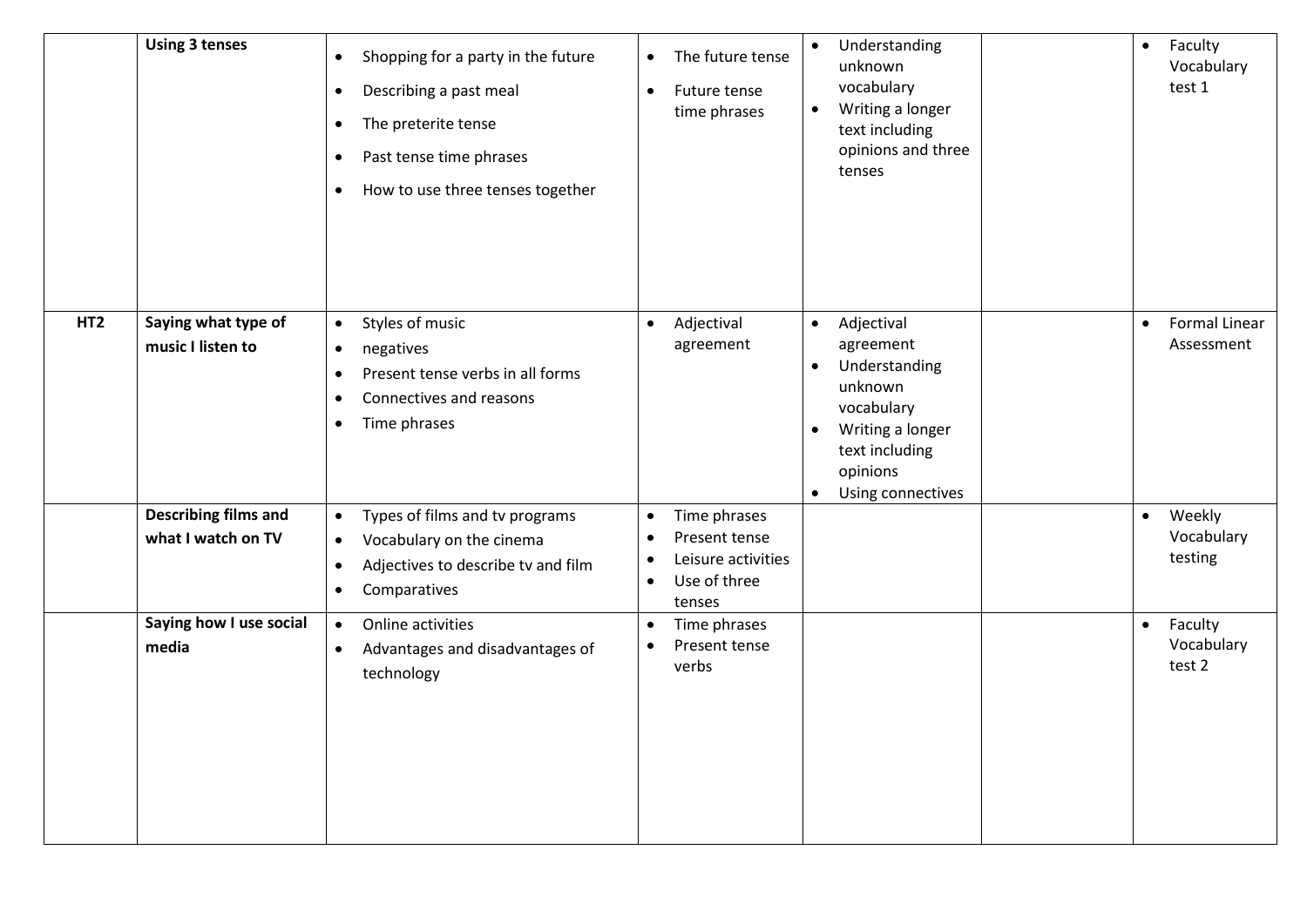| | | | | | | |
|---|---|---|---|---|---|---|
| | **Using 3 tenses** | • Shopping for a party in the future<br>• Describing a past meal<br>• The preterite tense<br>• Past tense time phrases<br>• How to use three tenses together | • The future tense<br>• Future tense time phrases | • Understanding unknown vocabulary<br>• Writing a longer text including opinions and three tenses | | • Faculty Vocabulary test 1 |
| **HT2** | **Saying what type of music I listen to** | • Styles of music<br>• negatives<br>• Present tense verbs in all forms<br>• Connectives and reasons<br>• Time phrases | • Adjectival agreement | • Adjectival agreement<br>• Understanding unknown vocabulary<br>• Writing a longer text including opinions<br>• Using connectives | | • Formal Linear Assessment |
| | **Describing films and what I watch on TV** | • Types of films and tv programs<br>• Vocabulary on the cinema<br>• Adjectives to describe tv and film<br>• Comparatives | • Time phrases<br>• Present tense<br>• Leisure activities<br>• Use of three tenses | | | • Weekly Vocabulary testing |
| | **Saying how I use social media** | • Online activities<br>• Advantages and disadvantages of technology | • Time phrases<br>• Present tense verbs | | | • Faculty Vocabulary test 2 |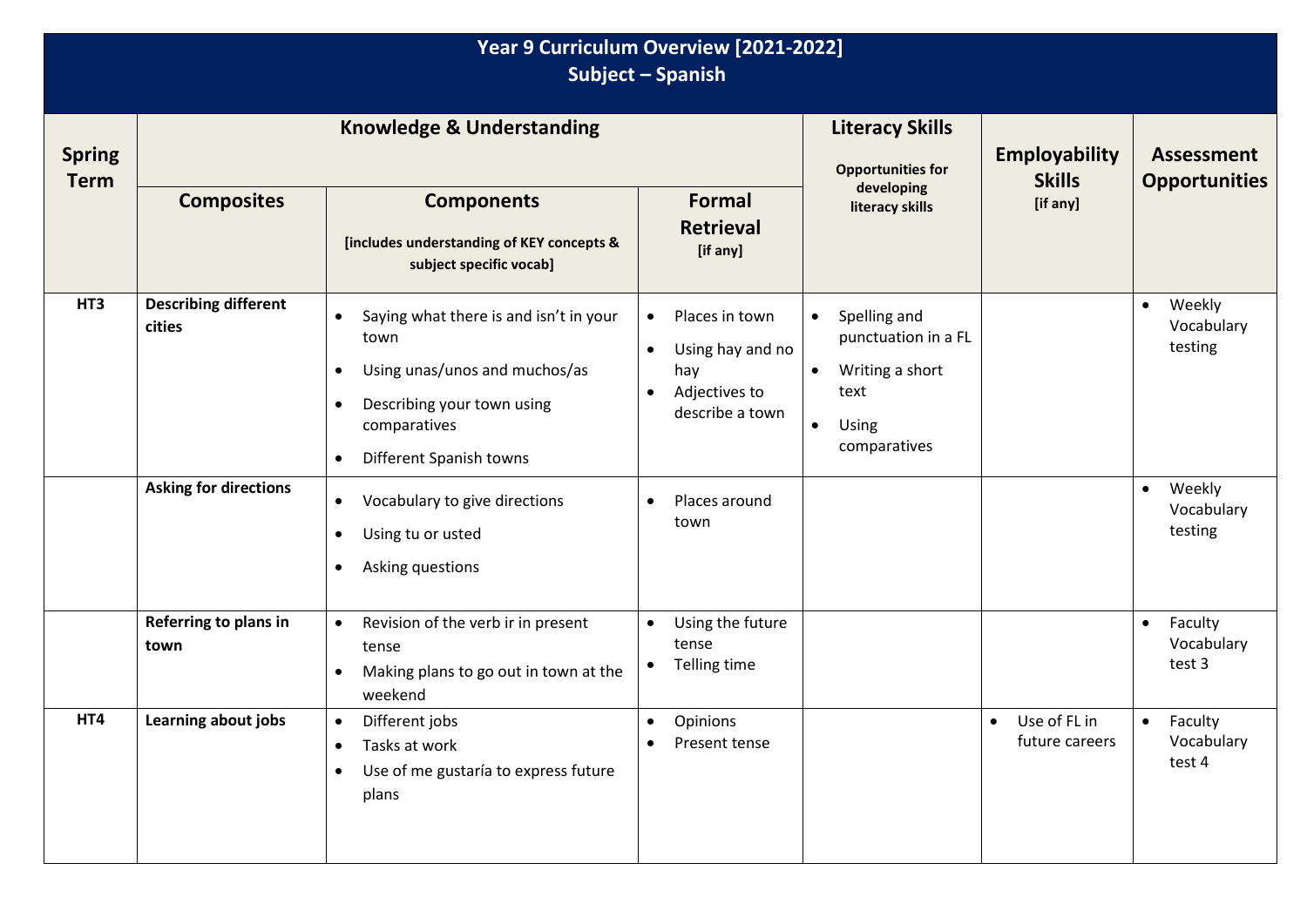# Year 9 Curriculum Overview [2021-2022]
## Subject – Spanish

| Spring Term | Knowledge & Understanding | | | Literacy Skills<br>Opportunities for developing literacy skills | Employability Skills<br>[if any] | Assessment Opportunities |
|---|---|---|---|---|---|---|
| | **Composites** | **Components**<br>[includes understanding of KEY concepts & subject specific vocab] | **Formal Retrieval**<br>[if any] | | | |
| **HT3** | **Describing different cities** | • Saying what there is and isn't in your town<br>• Using unas/unos and muchos/as<br>• Describing your town using comparatives<br>• Different Spanish towns | • Places in town<br>• Using hay and no hay<br>• Adjectives to describe a town | • Spelling and punctuation in a FL<br>• Writing a short text<br>• Using comparatives | | • Weekly Vocabulary testing |
| | **Asking for directions** | • Vocabulary to give directions<br>• Using tu or usted<br>• Asking questions | • Places around town | | | • Weekly Vocabulary testing |
| | **Referring to plans in town** | • Revision of the verb ir in present tense<br>• Making plans to go out in town at the weekend | • Using the future tense<br>• Telling time | | | • Faculty Vocabulary test 3 |
| **HT4** | **Learning about jobs** | • Different jobs<br>• Tasks at work<br>• Use of me gustaría to express future plans | • Opinions<br>• Present tense | | • Use of FL in future careers | • Faculty Vocabulary test 4 |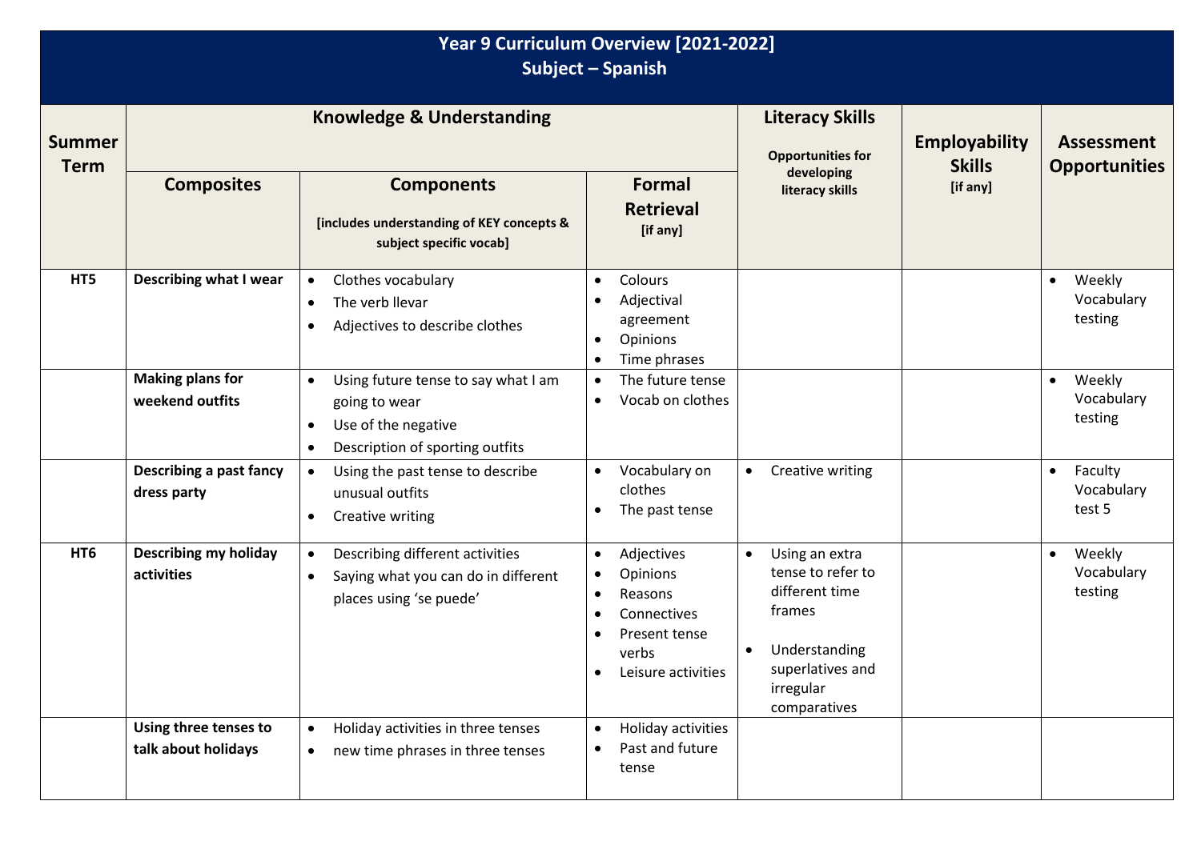# Year 9 Curriculum Overview [2021-2022]
## Subject – Spanish

| Summer Term | Knowledge & Understanding | | | Literacy Skills<br>Opportunities for developing literacy skills | Employability Skills<br>[if any] | Assessment Opportunities |
|---|---|---|---|---|---|---|
| | **Composites** | **Components**<br>[includes understanding of KEY concepts & subject specific vocab] | **Formal Retrieval**<br>[if any] | | | |
| **HT5** | **Describing what I wear** | • Clothes vocabulary<br>• The verb llevar<br>• Adjectives to describe clothes | • Colours<br>• Adjectival agreement<br>• Opinions<br>• Time phrases | | | • Weekly Vocabulary testing |
| | **Making plans for weekend outfits** | • Using future tense to say what I am going to wear<br>• Use of the negative<br>• Description of sporting outfits | • The future tense<br>• Vocab on clothes | | | • Weekly Vocabulary testing |
| | **Describing a past fancy dress party** | • Using the past tense to describe unusual outfits<br>• Creative writing | • Vocabulary on clothes<br>• The past tense | • Creative writing | | • Faculty Vocabulary test 5 |
| **HT6** | **Describing my holiday activities** | • Describing different activities<br>• Saying what you can do in different places using 'se puede' | • Adjectives<br>• Opinions<br>• Reasons<br>• Connectives<br>• Present tense verbs<br>• Leisure activities | • Using an extra tense to refer to different time frames<br>• Understanding superlatives and irregular comparatives | | • Weekly Vocabulary testing |
| | **Using three tenses to talk about holidays** | • Holiday activities in three tenses<br>• new time phrases in three tenses | • Holiday activities<br>• Past and future tense | | | |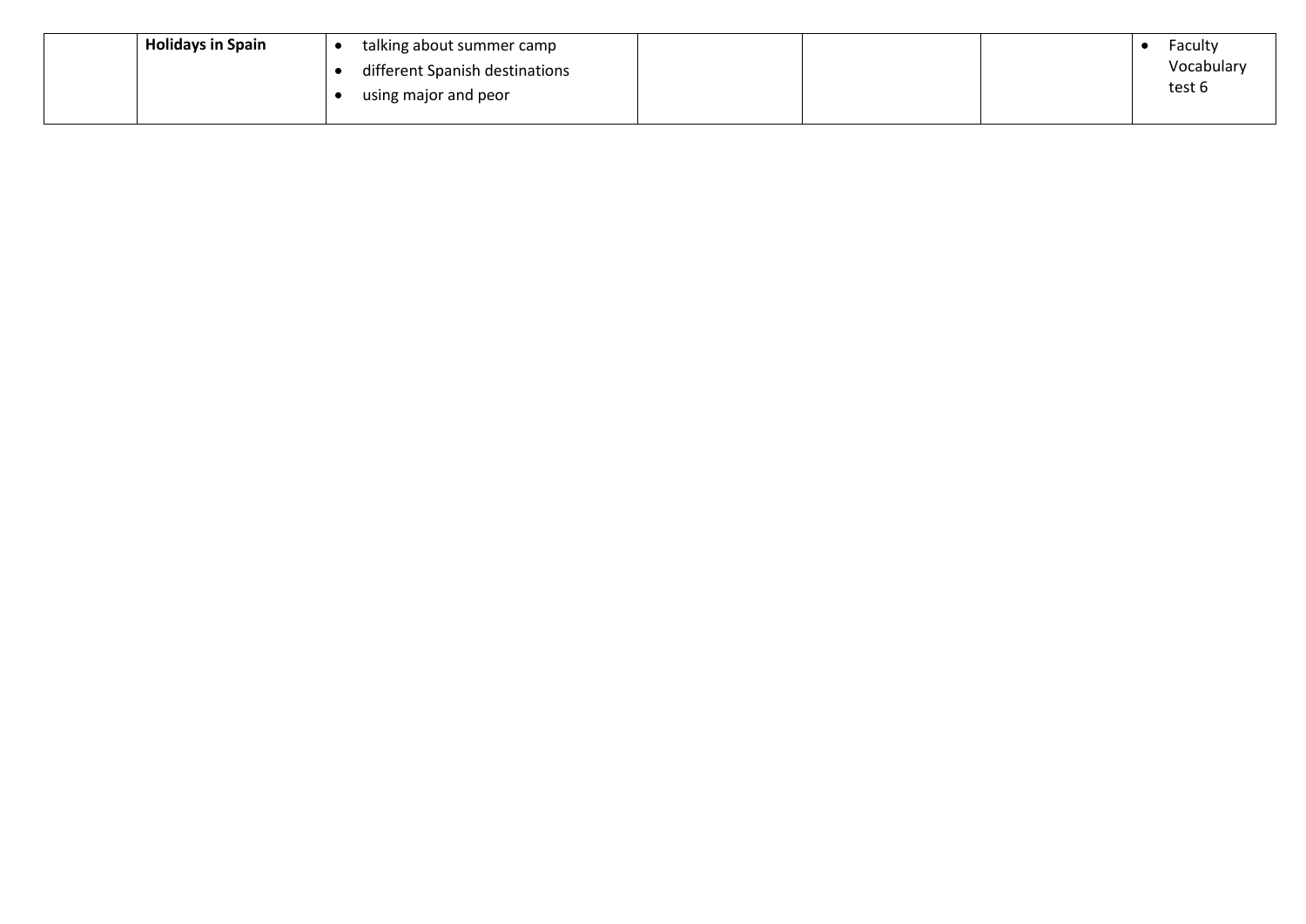| | | | | | | |
|---|---|---|---|---|---|---|
| | **Holidays in Spain** | • talking about summer camp<br>• different Spanish destinations<br>• using major and peor | | | | • Faculty Vocabulary test 6 |